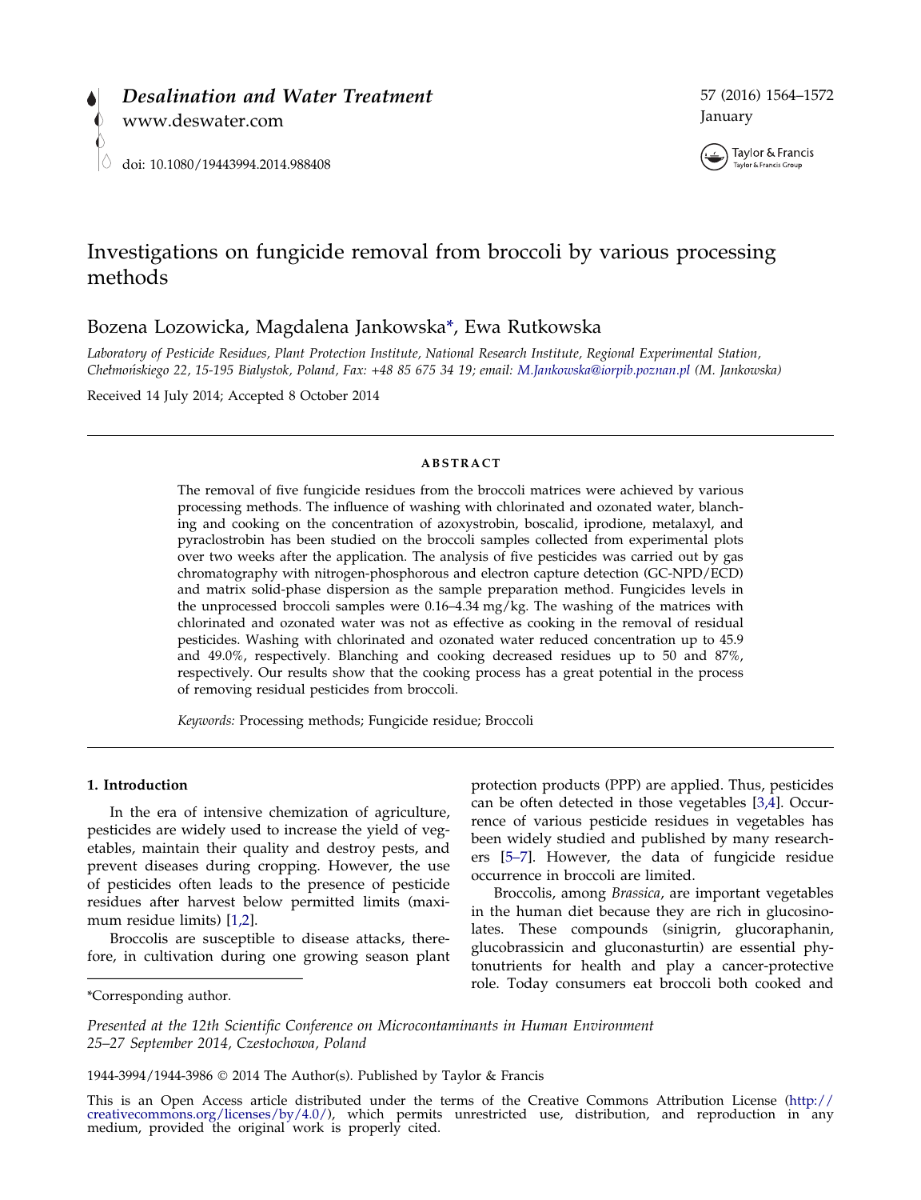# Investigations on fungicide removal from broccoli by various processing methods

Bozena Lozowicka, Magdalena Jankowska*, Ewa Rutkowska

*Laboratory of Pesticide Residues, Plant Protection Institute, National Research Institute, Regional Experimental Station, Chełmońskiego 22, 15-195 Bialystok, Poland, Fax: +48 85 675 34 19; email: M.Jankowska@iorpib.poznan.pl (M. Jankowska)*

Received 14 July 2014; Accepted 8 October 2014

## ABSTRACT

The removal of five fungicide residues from the broccoli matrices were achieved by various processing methods. The influence of washing with chlorinated and ozonated water, blanching and cooking on the concentration of azoxystrobin, boscalid, iprodione, metalaxyl, and pyraclostrobin has been studied on the broccoli samples collected from experimental plots over two weeks after the application. The analysis of five pesticides was carried out by gas chromatography with nitrogen-phosphorous and electron capture detection (GC-NPD/ECD) and matrix solid-phase dispersion as the sample preparation method. Fungicides levels in the unprocessed broccoli samples were 0.16–4.34 mg/kg. The washing of the matrices with chlorinated and ozonated water was not as effective as cooking in the removal of residual pesticides. Washing with chlorinated and ozonated water reduced concentration up to 45.9 and 49.0%, respectively. Blanching and cooking decreased residues up to 50 and 87%, respectively. Our results show that the cooking process has a great potential in the process of removing residual pesticides from broccoli.

*Keywords:* Processing methods; Fungicide residue; Broccoli

## 1. Introduction

In the era of intensive chemization of agriculture, pesticides are widely used to increase the yield of vegetables, maintain their quality and destroy pests, and prevent diseases during cropping. However, the use of pesticides often leads to the presence of pesticide residues after harvest below permitted limits (maximum residue limits) [1,2].

Broccolis are susceptible to disease attacks, therefore, in cultivation during one growing season plant protection products (PPP) are applied. Thus, pesticides can be often detected in those vegetables [3,4]. Occurrence of various pesticide residues in vegetables has been widely studied and published by many researchers [5–7]. However, the data of fungicide residue occurrence in broccoli are limited.

Broccolis, among *Brassica*, are important vegetables in the human diet because they are rich in glucosinolates. These compounds (sinigrin, glucoraphanin, glucobrassicin and gluconasturtin) are essential phytonutrients for health and play a cancer-protective role. Today consumers eat broccoli both cooked and

*Corresponding author.

*Presented at the 12th Scientific Conference on Microcontaminants in Human Environment 25–27 September 2014, Czestochowa, Poland*

1944-3994/1944-3986 © 2014 The Author(s). Published by Taylor & Francis

This is an Open Access article distributed under the terms of the Creative Commons Attribution License (http://creativecommons.org/licenses/by/4.0/), which permits unrestricted use, distribution, and reproduction in any medium, provided the original work is properly cited.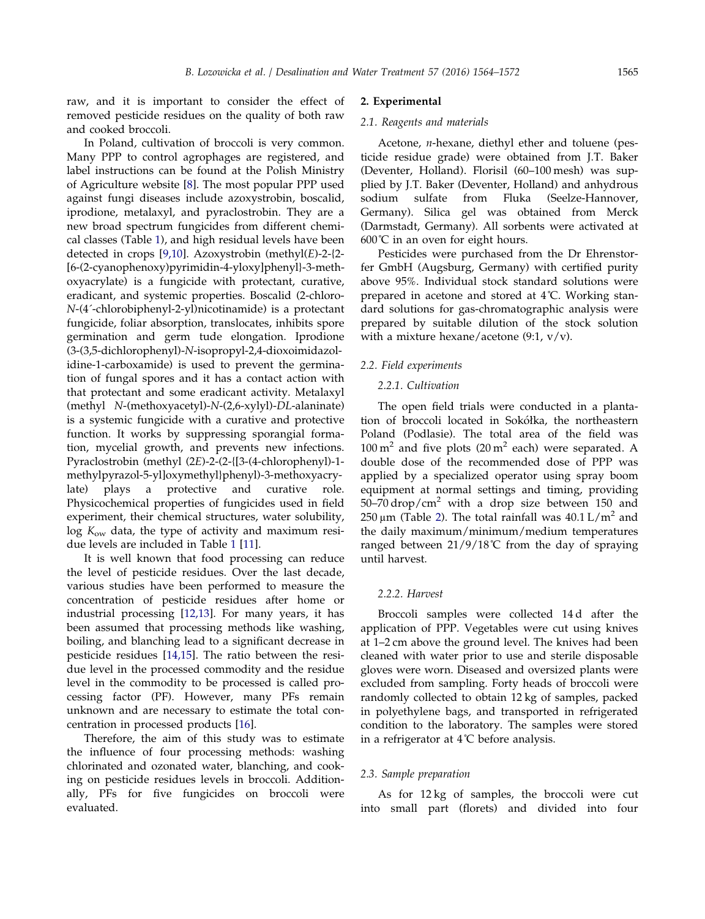raw, and it is important to consider the effect of removed pesticide residues on the quality of both raw and cooked broccoli.

In Poland, cultivation of broccoli is very common. Many PPP to control agrophages are registered, and label instructions can be found at the Polish Ministry of Agriculture website [8]. The most popular PPP used against fungi diseases include azoxystrobin, boscalid, iprodione, metalaxyl, and pyraclostrobin. They are a new broad spectrum fungicides from different chemical classes (Table 1), and high residual levels have been detected in crops [9,10]. Azoxystrobin (methyl(*E*)-2-{2-[6-(2-cyanophenoxy)pyrimidin-4-yloxy]phenyl}-3-methoxyacrylate) is a fungicide with protectant, curative, eradicant, and systemic properties. Boscalid (2-chloro-*N*-(4′-chlorobiphenyl-2-yl)nicotinamide) is a protectant fungicide, foliar absorption, translocates, inhibits spore germination and germ tude elongation. Iprodione (3-(3,5-dichlorophenyl)-*N*-isopropyl-2,4-dioxoimidazolidine-1-carboxamide) is used to prevent the germination of fungal spores and it has a contact action with that protectant and some eradicant activity. Metalaxyl (methyl *N*-(methoxyacetyl)-*N*-(2,6-xylyl)-*DL*-alaninate) is a systemic fungicide with a curative and protective function. It works by suppressing sporangial formation, mycelial growth, and prevents new infections. Pyraclostrobin (methyl (2*E*)-2-(2-{[3-(4-chlorophenyl)-1-methylpyrazol-5-yl]oxymethyl}phenyl)-3-methoxyacrylate) plays a protective and curative role. Physicochemical properties of fungicides used in field experiment, their chemical structures, water solubility, log $K_{ow}$ data, the type of activity and maximum residue levels are included in Table 1 [11].

It is well known that food processing can reduce the level of pesticide residues. Over the last decade, various studies have been performed to measure the concentration of pesticide residues after home or industrial processing [12,13]. For many years, it has been assumed that processing methods like washing, boiling, and blanching lead to a significant decrease in pesticide residues [14,15]. The ratio between the residue level in the processed commodity and the residue level in the commodity to be processed is called processing factor (PF). However, many PFs remain unknown and are necessary to estimate the total concentration in processed products [16].

Therefore, the aim of this study was to estimate the influence of four processing methods: washing chlorinated and ozonated water, blanching, and cooking on pesticide residues levels in broccoli. Additionally, PFs for five fungicides on broccoli were evaluated.

## 2. Experimental

### 2.1. Reagents and materials

Acetone, *n*-hexane, diethyl ether and toluene (pesticide residue grade) were obtained from J.T. Baker (Deventer, Holland). Florisil (60–100 mesh) was supplied by J.T. Baker (Deventer, Holland) and anhydrous sodium sulfate from Fluka (Seelze-Hannover, Germany). Silica gel was obtained from Merck (Darmstadt, Germany). All sorbents were activated at 600˚C in an oven for eight hours.

Pesticides were purchased from the Dr Ehrenstorfer GmbH (Augsburg, Germany) with certified purity above 95%. Individual stock standard solutions were prepared in acetone and stored at 4˚C. Working standard solutions for gas-chromatographic analysis were prepared by suitable dilution of the stock solution with a mixture hexane/acetone (9:1, v/v).

### 2.2. Field experiments

#### 2.2.1. Cultivation

The open field trials were conducted in a plantation of broccoli located in Sokółka, the northeastern Poland (Podlasie). The total area of the field was $100\,m^2$ and five plots ($20\,m^2$ each) were separated. A double dose of the recommended dose of PPP was applied by a specialized operator using spray boom equipment at normal settings and timing, providing 50–70 drop/$cm^2$ with a drop size between 150 and 250 μm (Table 2). The total rainfall was 40.1 L/$m^2$ and the daily maximum/minimum/medium temperatures ranged between 21/9/18˚C from the day of spraying until harvest.

#### 2.2.2. Harvest

Broccoli samples were collected 14 d after the application of PPP. Vegetables were cut using knives at 1–2 cm above the ground level. The knives had been cleaned with water prior to use and sterile disposable gloves were worn. Diseased and oversized plants were excluded from sampling. Forty heads of broccoli were randomly collected to obtain 12 kg of samples, packed in polyethylene bags, and transported in refrigerated condition to the laboratory. The samples were stored in a refrigerator at 4˚C before analysis.

### 2.3. Sample preparation

As for 12 kg of samples, the broccoli were cut into small part (florets) and divided into four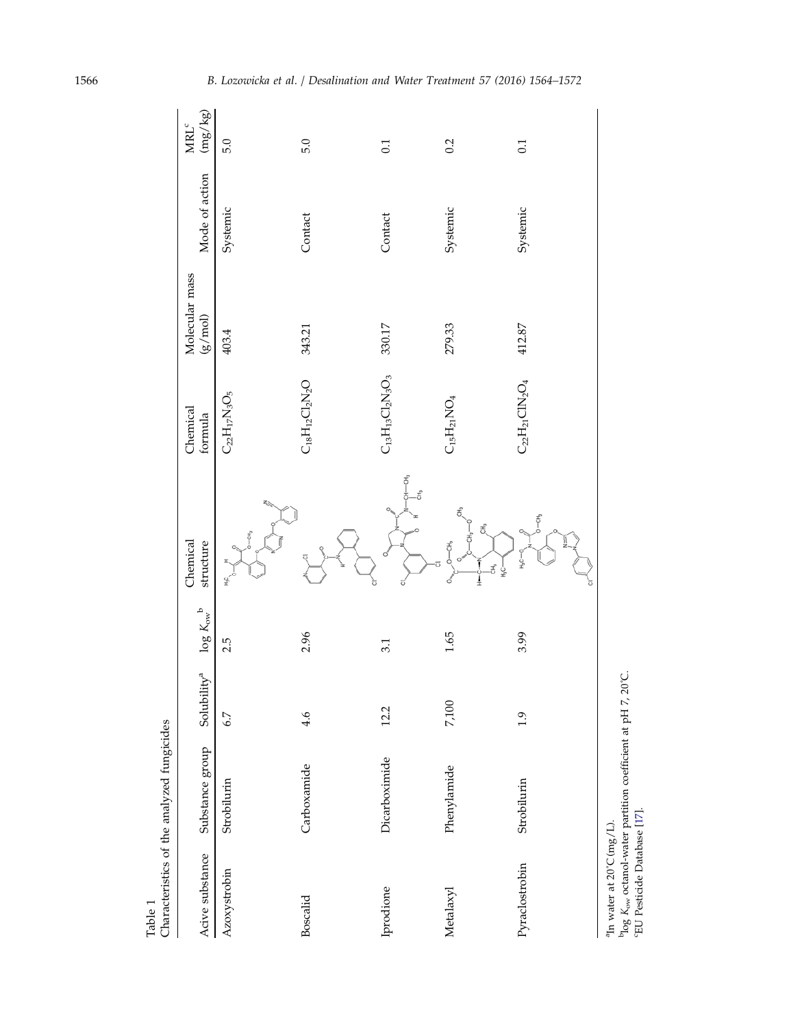Table 1
Characteristics of the analyzed fungicides

| Acive substance | Substance group | Solubility[a] | log $K_{ow}$ [b] | Chemical structure | Chemical formula | Molecular mass (g/mol) | Mode of action | MRL[c] (mg/kg) |
|---|---|---|---|---|---|---|---|---|
| Azoxystrobin | Strobilurin | 6.7 | 2.5 | | $C_{22}H_{17}N_3O_5$ | 403.4 | Systemic | 5.0 |
| Boscalid | Carboxamide | 4.6 | 2.96 | | $C_{18}H_{12}Cl_2N_2O$ | 343.21 | Contact | 5.0 |
| Iprodione | Dicarboximide | 12.2 | 3.1 | | $C_{13}H_{13}Cl_2N_3O_3$ | 330.17 | Contact | 0.1 |
| Metalaxyl | Phenylamide | 7,100 | 1.65 | | $C_{15}H_{21}NO_4$ | 279.33 | Systemic | 0.2 |
| Pyraclostrobin | Strobilurin | 1.9 | 3.99 | | $C_{22}H_{21}ClN_2O_4$ | 412.87 | Systemic | 0.1 |

[a]In water at 20˚C (mg/L).
[b]log $K_{ow}$ octanol-water partition coefficient at pH 7, 20˚C.
[c]EU Pesticide Database [17].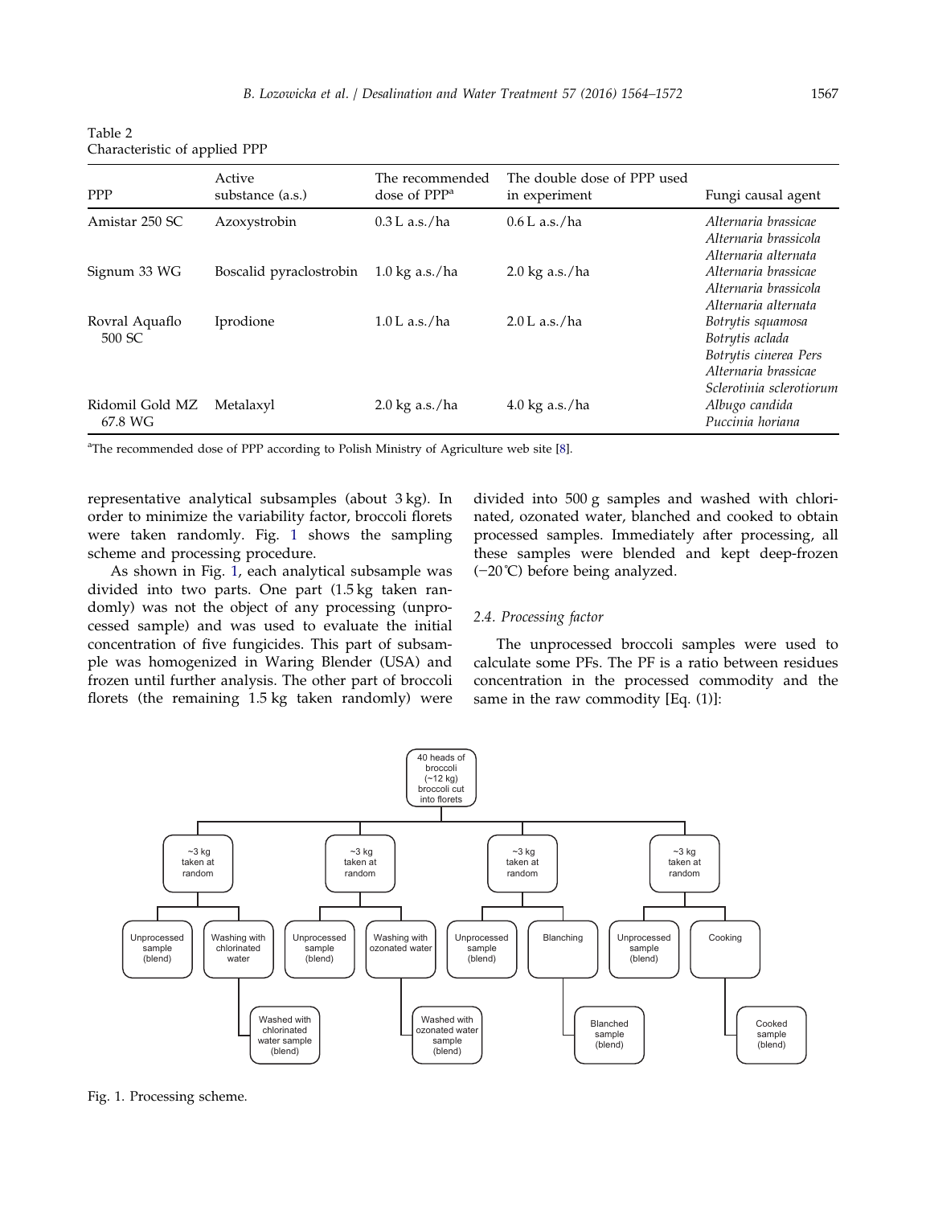Table 2
Characteristic of applied PPP

| PPP | Active substance (a.s.) | The recommended dose of PPP[a] | The double dose of PPP used in experiment | Fungi causal agent |
|---|---|---|---|---|
| Amistar 250 SC | Azoxystrobin | 0.3 L a.s./ha | 0.6 L a.s./ha | *Alternaria brassicae* *Alternaria brassicola* *Alternaria alternata* |
| Signum 33 WG | Boscalid pyraclostrobin | 1.0 kg a.s./ha | 2.0 kg a.s./ha | *Alternaria brassicae* *Alternaria brassicola* *Alternaria alternata* |
| Rovral Aquaflo 500 SC | Iprodione | 1.0 L a.s./ha | 2.0 L a.s./ha | *Botrytis squamosa* *Botrytis aclada* *Botrytis cinerea Pers* *Alternaria brassicae* *Sclerotinia sclerotiorum* |
| Ridomil Gold MZ 67.8 WG | Metalaxyl | 2.0 kg a.s./ha | 4.0 kg a.s./ha | *Albugo candida* *Puccinia horiana* |

[a]The recommended dose of PPP according to Polish Ministry of Agriculture web site [8].

representative analytical subsamples (about 3 kg). In order to minimize the variability factor, broccoli florets were taken randomly. Fig. 1 shows the sampling scheme and processing procedure.

As shown in Fig. 1, each analytical subsample was divided into two parts. One part (1.5 kg taken randomly) was not the object of any processing (unprocessed sample) and was used to evaluate the initial concentration of five fungicides. This part of subsample was homogenized in Waring Blender (USA) and frozen until further analysis. The other part of broccoli florets (the remaining 1.5 kg taken randomly) were divided into 500 g samples and washed with chlorinated, ozonated water, blanched and cooked to obtain processed samples. Immediately after processing, all these samples were blended and kept deep-frozen (−20˚C) before being analyzed.

### 2.4. Processing factor

The unprocessed broccoli samples were used to calculate some PFs. The PF is a ratio between residues concentration in the processed commodity and the same in the raw commodity [Eq. (1)]:

40 heads of broccoli (~12 kg) broccoli cut into florets

~3 kg taken at random → Unprocessed sample (blend); Washing with chlorinated water → Washed with chlorinated water sample (blend)

~3 kg taken at random → Unprocessed sample (blend); Washing with ozonated water → Washed with ozonated water sample (blend)

~3 kg taken at random → Unprocessed sample (blend); Blanching → Blanched sample (blend)

~3 kg taken at random → Unprocessed sample (blend); Cooking → Cooked sample (blend)

Fig. 1. Processing scheme.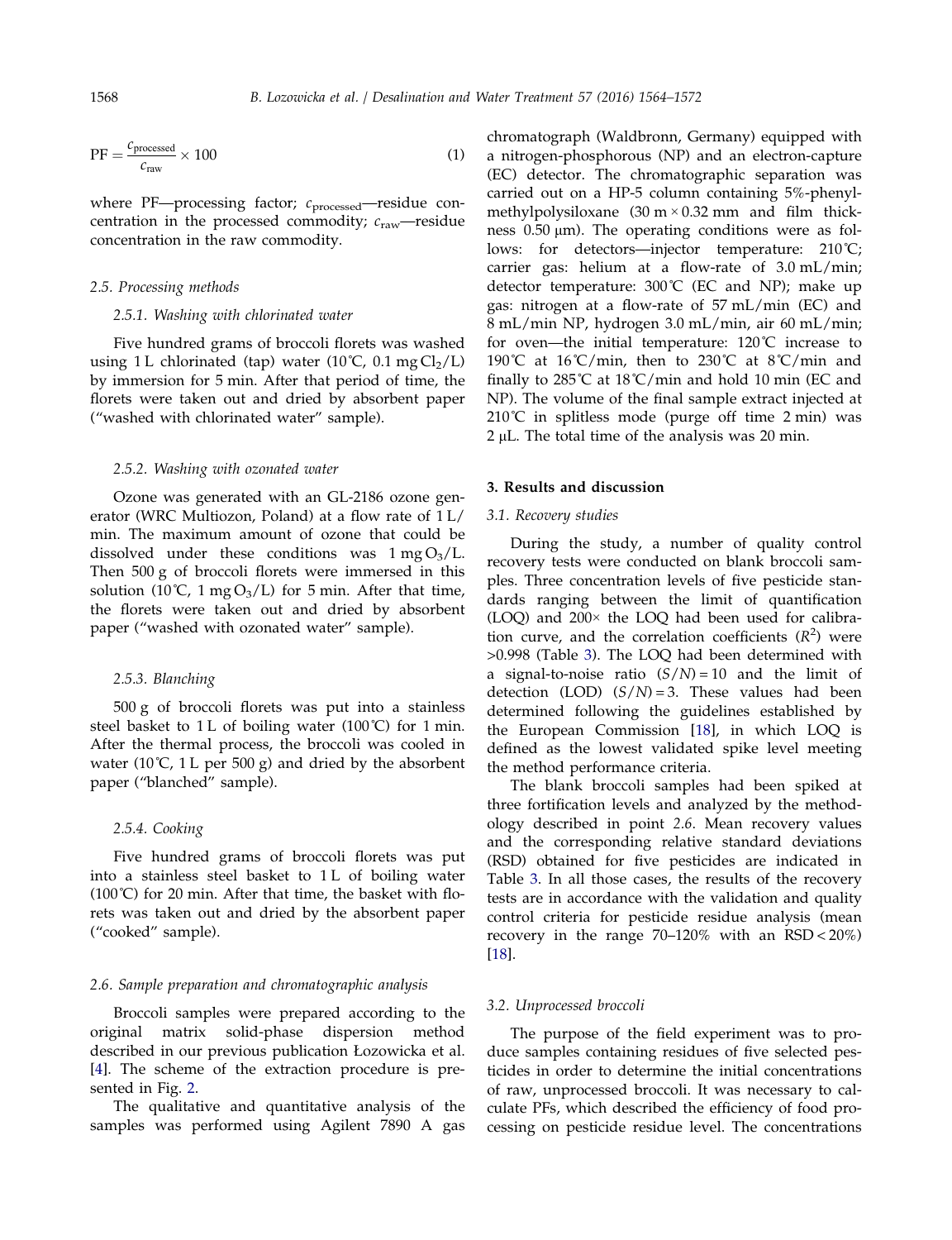$$\mathrm{PF} = \frac{c_{\mathrm{processed}}}{c_{\mathrm{raw}}} \times 100 \tag{1}$$

where PF—processing factor; $c_{\mathrm{processed}}$—residue concentration in the processed commodity; $c_{\mathrm{raw}}$—residue concentration in the raw commodity.

### 2.5. Processing methods

#### 2.5.1. Washing with chlorinated water

Five hundred grams of broccoli florets was washed using 1 L chlorinated (tap) water (10˚C, 0.1 mg $Cl_2$/L) by immersion for 5 min. After that period of time, the florets were taken out and dried by absorbent paper ("washed with chlorinated water" sample).

#### 2.5.2. Washing with ozonated water

Ozone was generated with an GL-2186 ozone generator (WRC Multiozon, Poland) at a flow rate of 1 L/min. The maximum amount of ozone that could be dissolved under these conditions was 1 mg $O_3$/L. Then 500 g of broccoli florets were immersed in this solution (10˚C, 1 mg $O_3$/L) for 5 min. After that time, the florets were taken out and dried by absorbent paper ("washed with ozonated water" sample).

#### 2.5.3. Blanching

500 g of broccoli florets was put into a stainless steel basket to 1 L of boiling water (100˚C) for 1 min. After the thermal process, the broccoli was cooled in water (10˚C, 1 L per 500 g) and dried by the absorbent paper ("blanched" sample).

#### 2.5.4. Cooking

Five hundred grams of broccoli florets was put into a stainless steel basket to 1 L of boiling water (100˚C) for 20 min. After that time, the basket with florets was taken out and dried by the absorbent paper ("cooked" sample).

### 2.6. Sample preparation and chromatographic analysis

Broccoli samples were prepared according to the original matrix solid-phase dispersion method described in our previous publication Łozowicka et al. [4]. The scheme of the extraction procedure is presented in Fig. 2.

The qualitative and quantitative analysis of the samples was performed using Agilent 7890 A gas chromatograph (Waldbronn, Germany) equipped with a nitrogen-phosphorous (NP) and an electron-capture (EC) detector. The chromatographic separation was carried out on a HP-5 column containing 5%-phenyl-methylpolysiloxane (30 m × 0.32 mm and film thickness 0.50 μm). The operating conditions were as follows: for detectors—injector temperature: 210˚C; carrier gas: helium at a flow-rate of 3.0 mL/min; detector temperature: 300˚C (EC and NP); make up gas: nitrogen at a flow-rate of 57 mL/min (EC) and 8 mL/min NP, hydrogen 3.0 mL/min, air 60 mL/min; for oven—the initial temperature: 120˚C increase to 190˚C at 16˚C/min, then to 230˚C at 8˚C/min and finally to 285˚C at 18˚C/min and hold 10 min (EC and NP). The volume of the final sample extract injected at 210˚C in splitless mode (purge off time 2 min) was 2 μL. The total time of the analysis was 20 min.

## 3. Results and discussion

### 3.1. Recovery studies

During the study, a number of quality control recovery tests were conducted on blank broccoli samples. Three concentration levels of five pesticide standards ranging between the limit of quantification (LOQ) and 200× the LOQ had been used for calibration curve, and the correlation coefficients ($R^2$) were >0.998 (Table 3). The LOQ had been determined with a signal-to-noise ratio $(S/N) = 10$ and the limit of detection (LOD) $(S/N) = 3$. These values had been determined following the guidelines established by the European Commission [18], in which LOQ is defined as the lowest validated spike level meeting the method performance criteria.

The blank broccoli samples had been spiked at three fortification levels and analyzed by the methodology described in point *2.6*. Mean recovery values and the corresponding relative standard deviations (RSD) obtained for five pesticides are indicated in Table 3. In all those cases, the results of the recovery tests are in accordance with the validation and quality control criteria for pesticide residue analysis (mean recovery in the range 70–120% with an RSD < 20%) [18].

### 3.2. Unprocessed broccoli

The purpose of the field experiment was to produce samples containing residues of five selected pesticides in order to determine the initial concentrations of raw, unprocessed broccoli. It was necessary to calculate PFs, which described the efficiency of food processing on pesticide residue level. The concentrations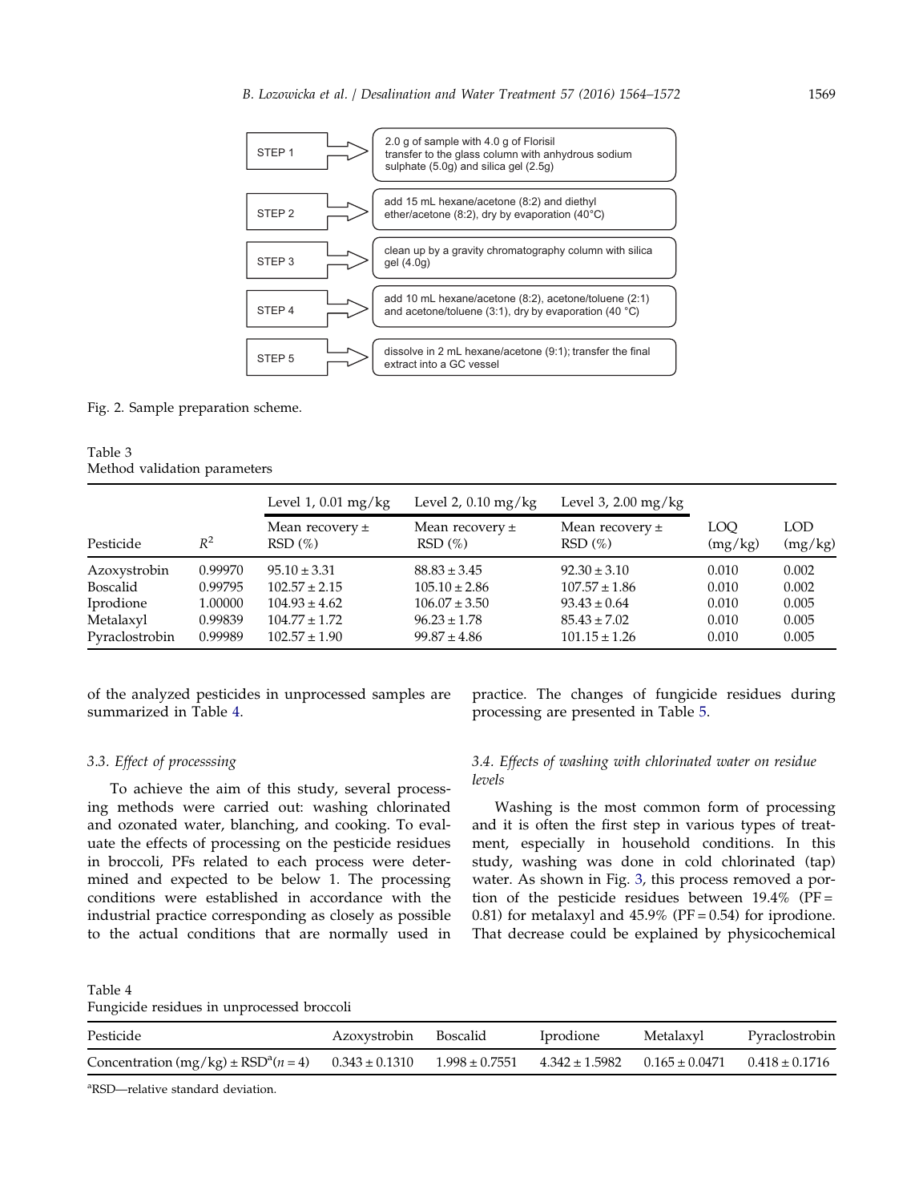| | |
|---|---|
| STEP 1 | 2.0 g of sample with 4.0 g of Florisil transfer to the glass column with anhydrous sodium sulphate (5.0g) and silica gel (2.5g) |
| STEP 2 | add 15 mL hexane/acetone (8:2) and diethyl ether/acetone (8:2), dry by evaporation (40°C) |
| STEP 3 | clean up by a gravity chromatography column with silica gel (4.0g) |
| STEP 4 | add 10 mL hexane/acetone (8:2), acetone/toluene (2:1) and acetone/toluene (3:1), dry by evaporation (40 °C) |
| STEP 5 | dissolve in 2 mL hexane/acetone (9:1); transfer the final extract into a GC vessel |

Fig. 2. Sample preparation scheme.

Table 3
Method validation parameters

| | | Level 1, 0.01 mg/kg | Level 2, 0.10 mg/kg | Level 3, 2.00 mg/kg | | |
|---|---|---|---|---|---|---|
| Pesticide | $R^2$ | Mean recovery ± RSD (%) | Mean recovery ± RSD (%) | Mean recovery ± RSD (%) | LOQ (mg/kg) | LOD (mg/kg) |
| Azoxystrobin | 0.99970 | 95.10 ± 3.31 | 88.83 ± 3.45 | 92.30 ± 3.10 | 0.010 | 0.002 |
| Boscalid | 0.99795 | 102.57 ± 2.15 | 105.10 ± 2.86 | 107.57 ± 1.86 | 0.010 | 0.002 |
| Iprodione | 1.00000 | 104.93 ± 4.62 | 106.07 ± 3.50 | 93.43 ± 0.64 | 0.010 | 0.005 |
| Metalaxyl | 0.99839 | 104.77 ± 1.72 | 96.23 ± 1.78 | 85.43 ± 7.02 | 0.010 | 0.005 |
| Pyraclostrobin | 0.99989 | 102.57 ± 1.90 | 99.87 ± 4.86 | 101.15 ± 1.26 | 0.010 | 0.005 |

of the analyzed pesticides in unprocessed samples are summarized in Table 4.

### 3.3. Effect of processsing

To achieve the aim of this study, several processing methods were carried out: washing chlorinated and ozonated water, blanching, and cooking. To evaluate the effects of processing on the pesticide residues in broccoli, PFs related to each process were determined and expected to be below 1. The processing conditions were established in accordance with the industrial practice corresponding as closely as possible to the actual conditions that are normally used in practice. The changes of fungicide residues during processing are presented in Table 5.

### 3.4. Effects of washing with chlorinated water on residue levels

Washing is the most common form of processing and it is often the first step in various types of treatment, especially in household conditions. In this study, washing was done in cold chlorinated (tap) water. As shown in Fig. 3, this process removed a portion of the pesticide residues between 19.4% (PF = 0.81) for metalaxyl and 45.9% (PF = 0.54) for iprodione. That decrease could be explained by physicochemical

Table 4
Fungicide residues in unprocessed broccoli

| Pesticide | Azoxystrobin | Boscalid | Iprodione | Metalaxyl | Pyraclostrobin |
|---|---|---|---|---|---|
| Concentration (mg/kg) ± RSD[a] ($n$ = 4) | 0.343 ± 0.1310 | 1.998 ± 0.7551 | 4.342 ± 1.5982 | 0.165 ± 0.0471 | 0.418 ± 0.1716 |

[a]RSD—relative standard deviation.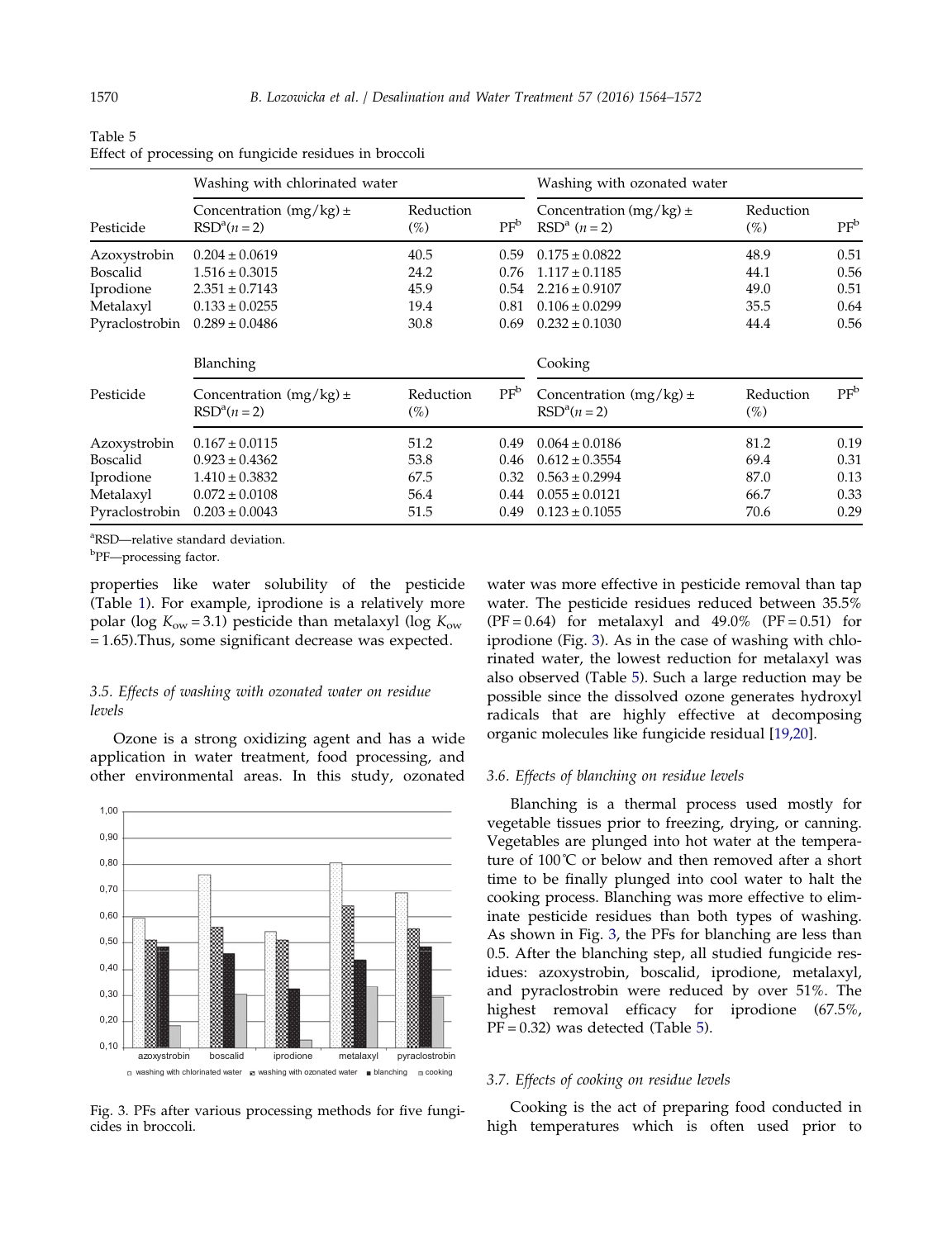Table 5
Effect of processing on fungicide residues in broccoli

| Pesticide | Washing with chlorinated water | | | Washing with ozonated water | | |
|---|---|---|---|---|---|---|
| | Concentration (mg/kg) ± RSD[a] ($n = 2$) | Reduction (%) | PF[b] | Concentration (mg/kg) ± RSD[a] ($n = 2$) | Reduction (%) | PF[b] |
| Azoxystrobin | 0.204 ± 0.0619 | 40.5 | 0.59 | 0.175 ± 0.0822 | 48.9 | 0.51 |
| Boscalid | 1.516 ± 0.3015 | 24.2 | 0.76 | 1.117 ± 0.1185 | 44.1 | 0.56 |
| Iprodione | 2.351 ± 0.7143 | 45.9 | 0.54 | 2.216 ± 0.9107 | 49.0 | 0.51 |
| Metalaxyl | 0.133 ± 0.0255 | 19.4 | 0.81 | 0.106 ± 0.0299 | 35.5 | 0.64 |
| Pyraclostrobin | 0.289 ± 0.0486 | 30.8 | 0.69 | 0.232 ± 0.1030 | 44.4 | 0.56 |
| | **Blanching** | | | **Cooking** | | |
| Pesticide | Concentration (mg/kg) ± RSD[a] ($n = 2$) | Reduction (%) | PF[b] | Concentration (mg/kg) ± RSD[a] ($n = 2$) | Reduction (%) | PF[b] |
| Azoxystrobin | 0.167 ± 0.0115 | 51.2 | 0.49 | 0.064 ± 0.0186 | 81.2 | 0.19 |
| Boscalid | 0.923 ± 0.4362 | 53.8 | 0.46 | 0.612 ± 0.3554 | 69.4 | 0.31 |
| Iprodione | 1.410 ± 0.3832 | 67.5 | 0.32 | 0.563 ± 0.2994 | 87.0 | 0.13 |
| Metalaxyl | 0.072 ± 0.0108 | 56.4 | 0.44 | 0.055 ± 0.0121 | 66.7 | 0.33 |
| Pyraclostrobin | 0.203 ± 0.0043 | 51.5 | 0.49 | 0.123 ± 0.1055 | 70.6 | 0.29 |

[a]RSD—relative standard deviation.
[b]PF—processing factor.

properties like water solubility of the pesticide (Table 1). For example, iprodione is a relatively more polar ($\log K_{ow} = 3.1$) pesticide than metalaxyl ($\log K_{ow} = 1.65$).Thus, some significant decrease was expected.

### 3.5. Effects of washing with ozonated water on residue levels

Ozone is a strong oxidizing agent and has a wide application in water treatment, food processing, and other environmental areas. In this study, ozonated water was more effective in pesticide removal than tap water. The pesticide residues reduced between 35.5% (PF = 0.64) for metalaxyl and 49.0% (PF = 0.51) for iprodione (Fig. 3). As in the case of washing with chlorinated water, the lowest reduction for metalaxyl was also observed (Table 5). Such a large reduction may be possible since the dissolved ozone generates hydroxyl radicals that are highly effective at decomposing organic molecules like fungicide residual [19,20].

Fig. 3. PFs after various processing methods for five fungicides in broccoli.

### 3.6. Effects of blanching on residue levels

Blanching is a thermal process used mostly for vegetable tissues prior to freezing, drying, or canning. Vegetables are plunged into hot water at the temperature of 100°C or below and then removed after a short time to be finally plunged into cool water to halt the cooking process. Blanching was more effective to eliminate pesticide residues than both types of washing. As shown in Fig. 3, the PFs for blanching are less than 0.5. After the blanching step, all studied fungicide residues: azoxystrobin, boscalid, iprodione, metalaxyl, and pyraclostrobin were reduced by over 51%. The highest removal efficacy for iprodione (67.5%, PF = 0.32) was detected (Table 5).

### 3.7. Effects of cooking on residue levels

Cooking is the act of preparing food conducted in high temperatures which is often used prior to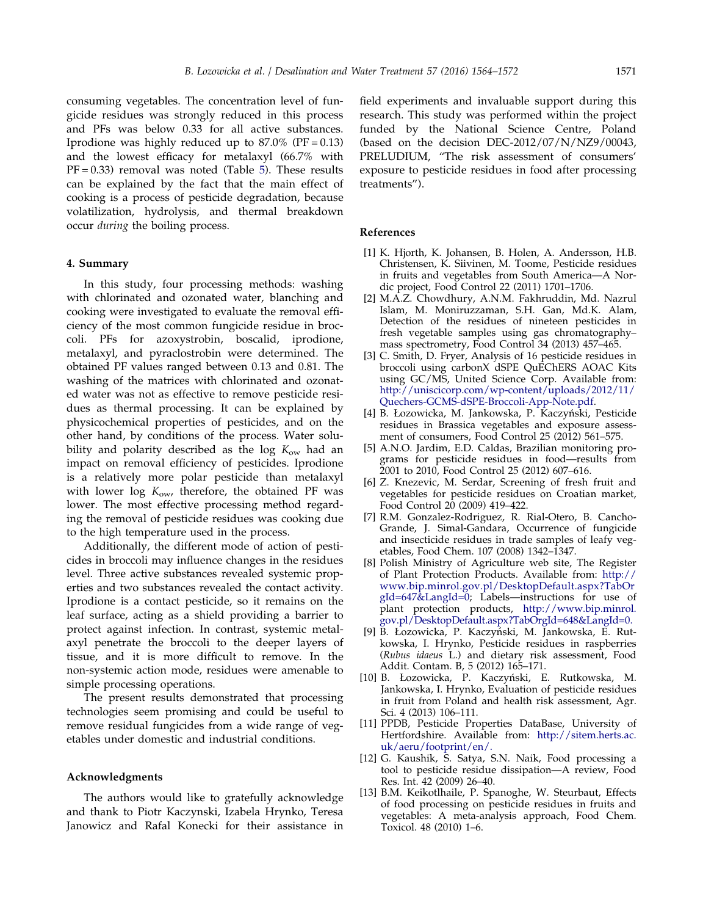consuming vegetables. The concentration level of fungicide residues was strongly reduced in this process and PFs was below 0.33 for all active substances. Iprodione was highly reduced up to 87.0% (PF = 0.13) and the lowest efficacy for metalaxyl (66.7% with PF = 0.33) removal was noted (Table 5). These results can be explained by the fact that the main effect of cooking is a process of pesticide degradation, because volatilization, hydrolysis, and thermal breakdown occur *during* the boiling process.

## 4. Summary

In this study, four processing methods: washing with chlorinated and ozonated water, blanching and cooking were investigated to evaluate the removal efficiency of the most common fungicide residue in broccoli. PFs for azoxystrobin, boscalid, iprodione, metalaxyl, and pyraclostrobin were determined. The obtained PF values ranged between 0.13 and 0.81. The washing of the matrices with chlorinated and ozonated water was not as effective to remove pesticide residues as thermal processing. It can be explained by physicochemical properties of pesticides, and on the other hand, by conditions of the process. Water solubility and polarity described as the log $K_{ow}$ had an impact on removal efficiency of pesticides. Iprodione is a relatively more polar pesticide than metalaxyl with lower log $K_{ow}$, therefore, the obtained PF was lower. The most effective processing method regarding the removal of pesticide residues was cooking due to the high temperature used in the process.

Additionally, the different mode of action of pesticides in broccoli may influence changes in the residues level. Three active substances revealed systemic properties and two substances revealed the contact activity. Iprodione is a contact pesticide, so it remains on the leaf surface, acting as a shield providing a barrier to protect against infection. In contrast, systemic metalaxyl penetrate the broccoli to the deeper layers of tissue, and it is more difficult to remove. In the non-systemic action mode, residues were amenable to simple processing operations.

The present results demonstrated that processing technologies seem promising and could be useful to remove residual fungicides from a wide range of vegetables under domestic and industrial conditions.

### Acknowledgments

The authors would like to gratefully acknowledge and thank to Piotr Kaczynski, Izabela Hrynko, Teresa Janowicz and Rafal Konecki for their assistance in field experiments and invaluable support during this research. This study was performed within the project funded by the National Science Centre, Poland (based on the decision DEC-2012/07/N/NZ9/00043, PRELUDIUM, "The risk assessment of consumers' exposure to pesticide residues in food after processing treatments").

### References

[1] K. Hjorth, K. Johansen, B. Holen, A. Andersson, H.B. Christensen, K. Siivinen, M. Toome, Pesticide residues in fruits and vegetables from South America—A Nordic project, Food Control 22 (2011) 1701–1706.

[2] M.A.Z. Chowdhury, A.N.M. Fakhruddin, Md. Nazrul Islam, M. Moniruzzaman, S.H. Gan, Md.K. Alam, Detection of the residues of nineteen pesticides in fresh vegetable samples using gas chromatography–mass spectrometry, Food Control 34 (2013) 457–465.

[3] C. Smith, D. Fryer, Analysis of 16 pesticide residues in broccoli using carbonX dSPE QuEChERS AOAC Kits using GC/MS, United Science Corp. Available from: http://uniscicorp.com/wp-content/uploads/2012/11/Quechers-GCMS-dSPE-Broccoli-App-Note.pdf.

[4] B. Łozowicka, M. Jankowska, P. Kaczyński, Pesticide residues in Brassica vegetables and exposure assessment of consumers, Food Control 25 (2012) 561–575.

[5] A.N.O. Jardim, E.D. Caldas, Brazilian monitoring programs for pesticide residues in food—results from 2001 to 2010, Food Control 25 (2012) 607–616.

[6] Z. Knezevic, M. Serdar, Screening of fresh fruit and vegetables for pesticide residues on Croatian market, Food Control 20 (2009) 419–422.

[7] R.M. Gonzalez-Rodriguez, R. Rial-Otero, B. Cancho-Grande, J. Simal-Gandara, Occurrence of fungicide and insecticide residues in trade samples of leafy vegetables, Food Chem. 107 (2008) 1342–1347.

[8] Polish Ministry of Agriculture web site, The Register of Plant Protection Products. Available from: http://www.bip.minrol.gov.pl/DesktopDefault.aspx?TabOrgId=647&LangId=0; Labels—instructions for use of plant protection products, http://www.bip.minrol.gov.pl/DesktopDefault.aspx?TabOrgId=648&LangId=0.

[9] B. Łozowicka, P. Kaczyński, M. Jankowska, E. Rutkowska, I. Hrynko, Pesticide residues in raspberries (*Rubus idaeus* L.) and dietary risk assessment, Food Addit. Contam. B, 5 (2012) 165–171.

[10] B. Łozowicka, P. Kaczyński, E. Rutkowska, M. Jankowska, I. Hrynko, Evaluation of pesticide residues in fruit from Poland and health risk assessment, Agr. Sci. 4 (2013) 106–111.

[11] PPDB, Pesticide Properties DataBase, University of Hertfordshire. Available from: http://sitem.herts.ac.uk/aeru/footprint/en/.

[12] G. Kaushik, S. Satya, S.N. Naik, Food processing a tool to pesticide residue dissipation—A review, Food Res. Int. 42 (2009) 26–40.

[13] B.M. Keikotlhaile, P. Spanoghe, W. Steurbaut, Effects of food processing on pesticide residues in fruits and vegetables: A meta-analysis approach, Food Chem. Toxicol. 48 (2010) 1–6.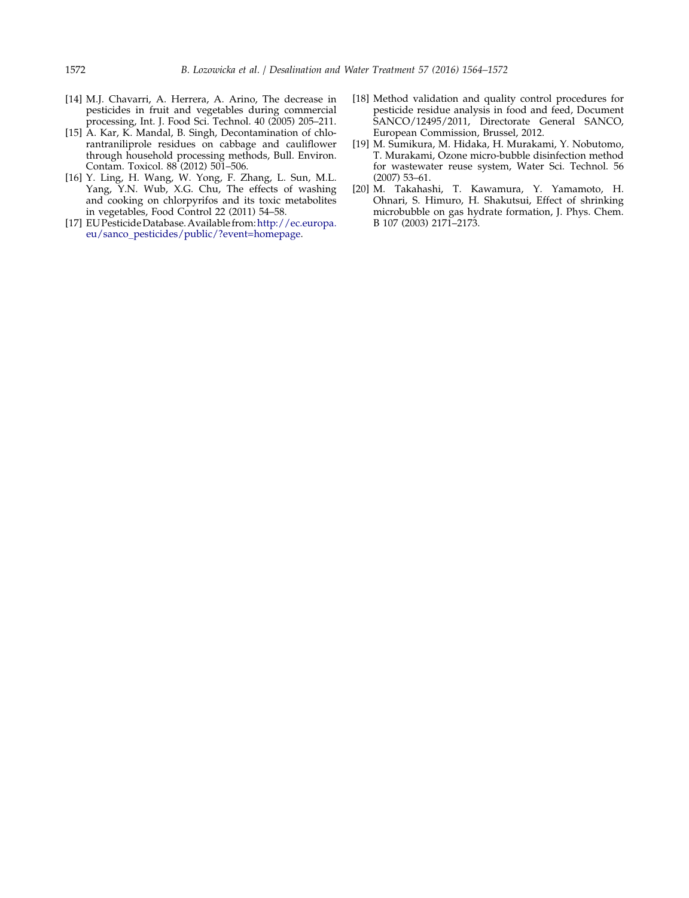[14] M.J. Chavarri, A. Herrera, A. Arino, The decrease in pesticides in fruit and vegetables during commercial processing, Int. J. Food Sci. Technol. 40 (2005) 205–211.

[15] A. Kar, K. Mandal, B. Singh, Decontamination of chlorantraniliprole residues on cabbage and cauliflower through household processing methods, Bull. Environ. Contam. Toxicol. 88 (2012) 501–506.

[16] Y. Ling, H. Wang, W. Yong, F. Zhang, L. Sun, M.L. Yang, Y.N. Wub, X.G. Chu, The effects of washing and cooking on chlorpyrifos and its toxic metabolites in vegetables, Food Control 22 (2011) 54–58.

[17] EU Pesticide Database. Available from: http://ec.europa.eu/sanco_pesticides/public/?event=homepage.

[18] Method validation and quality control procedures for pesticide residue analysis in food and feed, Document SANCO/12495/2011, Directorate General SANCO, European Commission, Brussel, 2012.

[19] M. Sumikura, M. Hidaka, H. Murakami, Y. Nobutomo, T. Murakami, Ozone micro-bubble disinfection method for wastewater reuse system, Water Sci. Technol. 56 (2007) 53–61.

[20] M. Takahashi, T. Kawamura, Y. Yamamoto, H. Ohnari, S. Himuro, H. Shakutsui, Effect of shrinking microbubble on gas hydrate formation, J. Phys. Chem. B 107 (2003) 2171–2173.